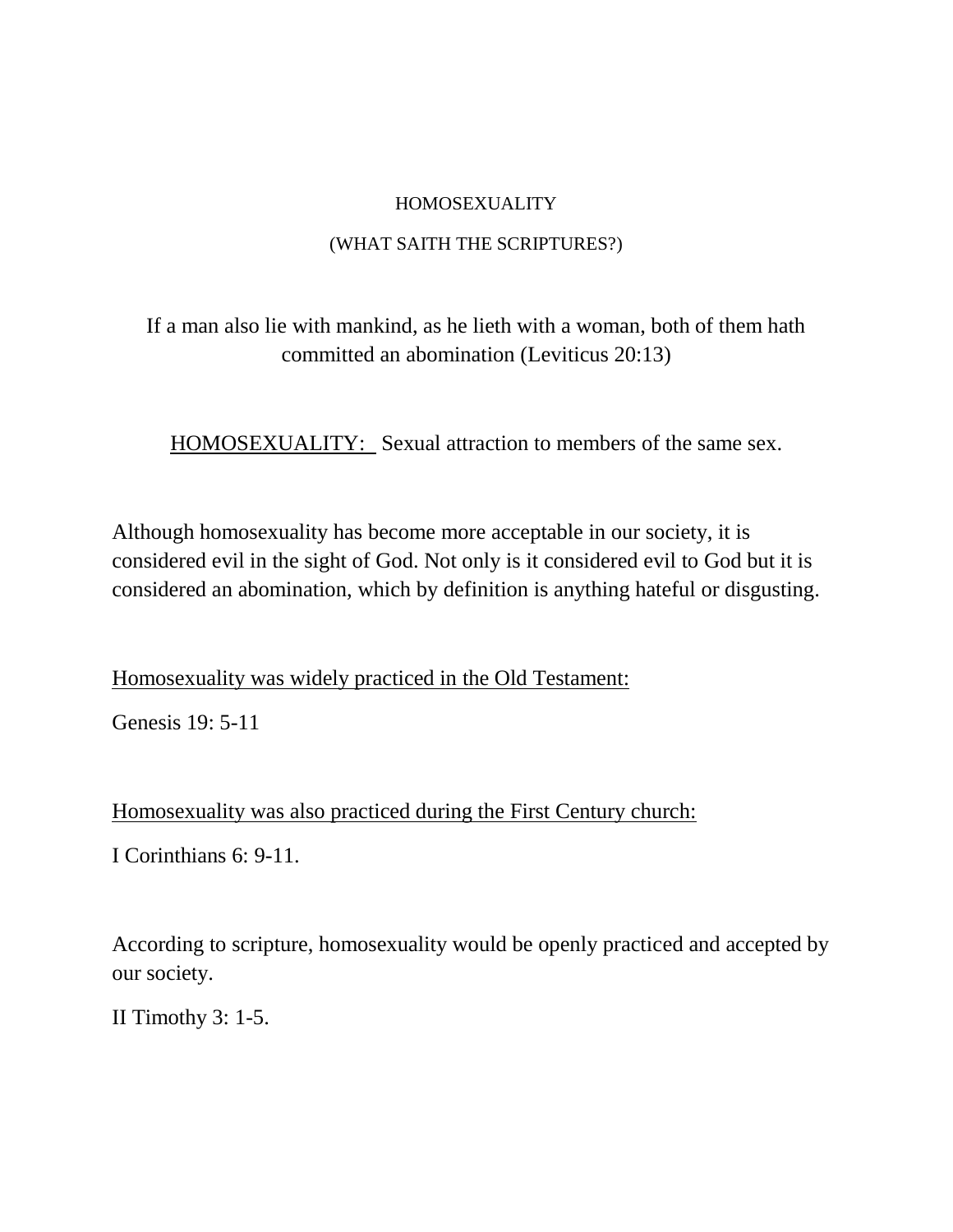# HOMOSEXUALITY

## (WHAT SAITH THE SCRIPTURES?)

If a man also lie with mankind, as he lieth with a woman, both of them hath committed an abomination (Leviticus 20:13)

HOMOSEXUALITY: Sexual attraction to members of the same sex.

Although homosexuality has become more acceptable in our society, it is considered evil in the sight of God. Not only is it considered evil to God but it is considered an abomination, which by definition is anything hateful or disgusting.

Homosexuality was widely practiced in the Old Testament:

Genesis 19: 5-11

Homosexuality was also practiced during the First Century church:

I Corinthians 6: 9-11.

According to scripture, homosexuality would be openly practiced and accepted by our society.

II Timothy 3: 1-5.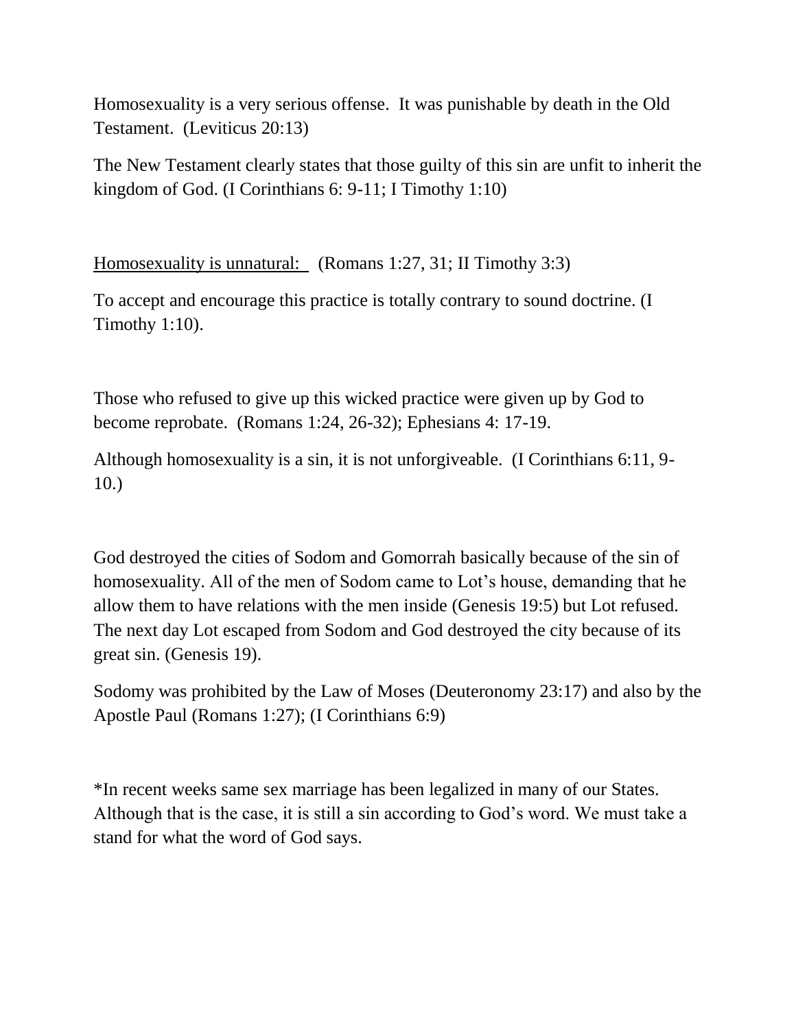Homosexuality is a very serious offense. It was punishable by death in the Old Testament. (Leviticus 20:13)

The New Testament clearly states that those guilty of this sin are unfit to inherit the kingdom of God. (I Corinthians 6: 9-11; I Timothy 1:10)

<u>Homosexuality is unnatural:</u> (Romans 1:27, 31; II Timothy 3:3)

To accept and encourage this practice is totally contrary to sound doctrine. (I Timothy 1:10).

Those who refused to give up this wicked practice were given up by God to become reprobate. (Romans 1:24, 26-32); Ephesians 4: 17-19.

Although homosexuality is a sin, it is not unforgiveable. (I Corinthians 6:11, 9-10.)

God destroyed the cities of Sodom and Gomorrah basically because of the sin of homosexuality. All of the men of Sodom came to Lot's house, demanding that he allow them to have relations with the men inside (Genesis 19:5) but Lot refused. The next day Lot escaped from Sodom and God destroyed the city because of its great sin. (Genesis 19).

Sodomy was prohibited by the Law of Moses (Deuteronomy 23:17) and also by the Apostle Paul (Romans 1:27); (I Corinthians 6:9)

*In recent weeks same sex marriage has been legalized in many of our States. Although that is the case, it is still a sin according to God's word. We must take a stand for what the word of God says.